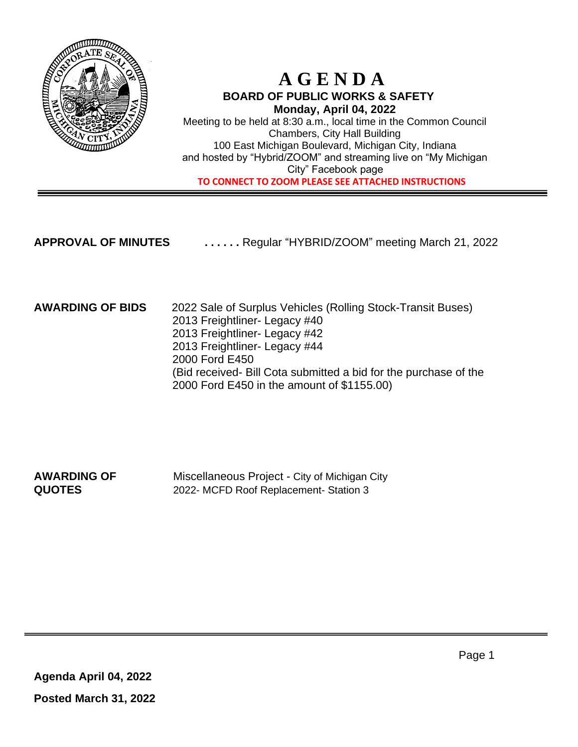# AGENDA

## BOARD OF PUBLIC WORKS & SAFETY

**Monday, April 04, 2022**

Meeting to be held at 8:30 a.m., local time in the Common Council Chambers, City Hall Building
100 East Michigan Boulevard, Michigan City, Indiana
and hosted by "Hybrid/ZOOM" and streaming live on "My Michigan City" Facebook page

**TO CONNECT TO ZOOM PLEASE SEE ATTACHED INSTRUCTIONS**

---

**APPROVAL OF MINUTES** . . . . . . Regular "HYBRID/ZOOM" meeting March 21, 2022

**AWARDING OF BIDS**

2022 Sale of Surplus Vehicles (Rolling Stock-Transit Buses)
2013 Freightliner- Legacy #40
2013 Freightliner- Legacy #42
2013 Freightliner- Legacy #44
2000 Ford E450
(Bid received- Bill Cota submitted a bid for the purchase of the 2000 Ford E450 in the amount of $1155.00)

**AWARDING OF QUOTES**

Miscellaneous Project - City of Michigan City
2022- MCFD Roof Replacement- Station 3

---

**Agenda April 04, 2022**

**Posted March 31, 2022**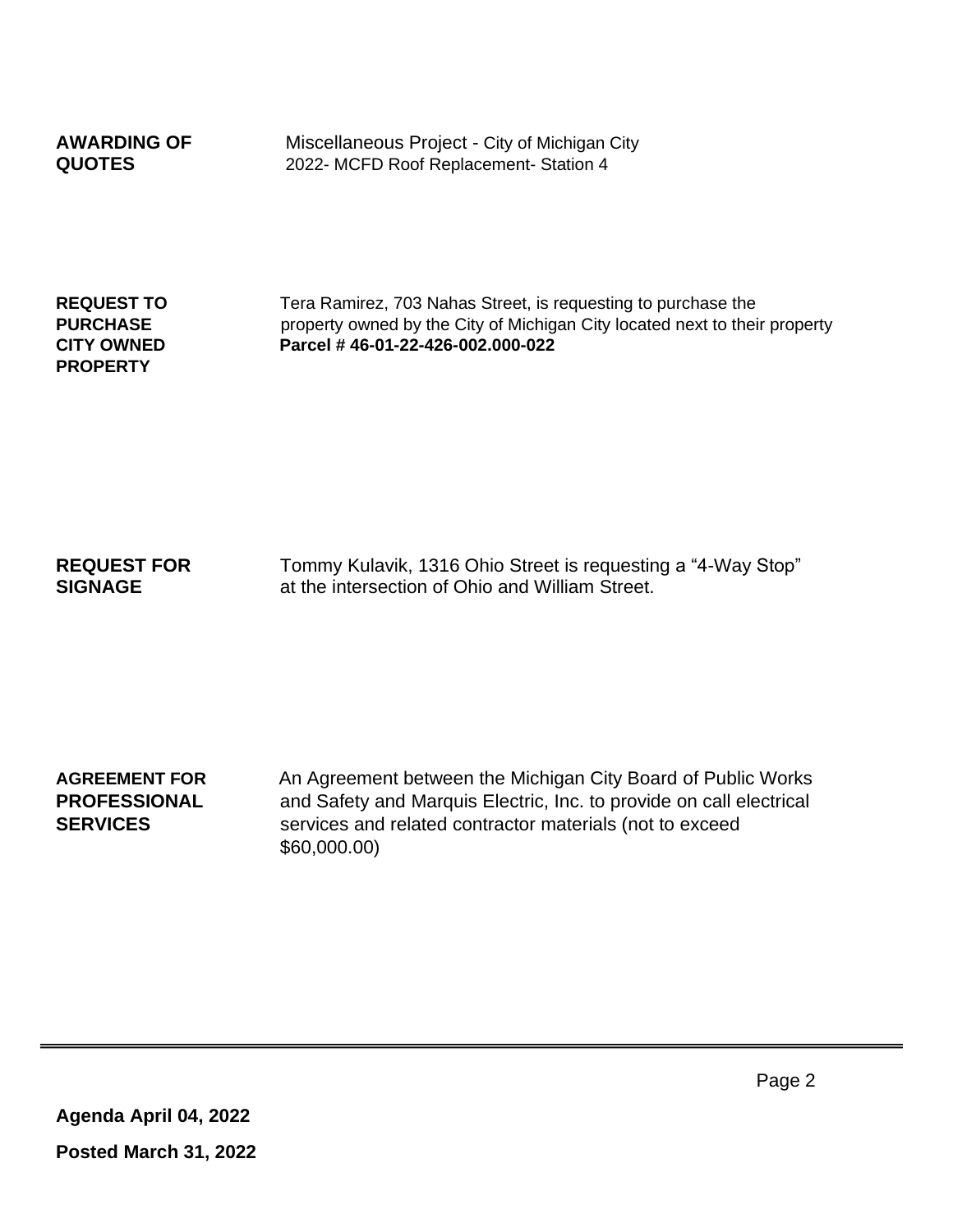**AWARDING OF QUOTES**

Miscellaneous Project - City of Michigan City
2022- MCFD Roof Replacement- Station 4

**REQUEST TO PURCHASE CITY OWNED PROPERTY**

Tera Ramirez, 703 Nahas Street, is requesting to purchase the property owned by the City of Michigan City located next to their property
**Parcel # 46-01-22-426-002.000-022**

**REQUEST FOR SIGNAGE**

Tommy Kulavik, 1316 Ohio Street is requesting a "4-Way Stop" at the intersection of Ohio and William Street.

**AGREEMENT FOR PROFESSIONAL SERVICES**

An Agreement between the Michigan City Board of Public Works and Safety and Marquis Electric, Inc. to provide on call electrical services and related contractor materials (not to exceed $60,000.00)

---

**Agenda April 04, 2022**

**Posted March 31, 2022**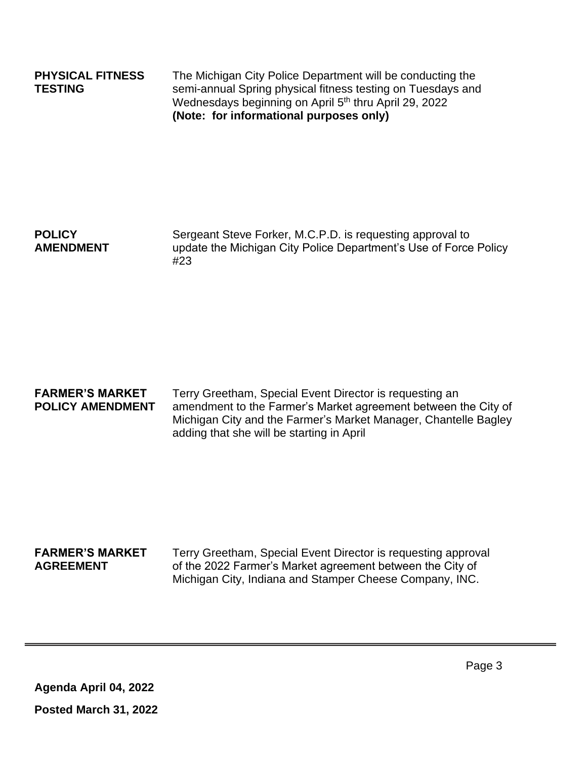**PHYSICAL FITNESS TESTING**

The Michigan City Police Department will be conducting the semi-annual Spring physical fitness testing on Tuesdays and Wednesdays beginning on April 5th thru April 29, 2022
**(Note: for informational purposes only)**

**POLICY AMENDMENT**

Sergeant Steve Forker, M.C.P.D. is requesting approval to update the Michigan City Police Department's Use of Force Policy #23

**FARMER'S MARKET POLICY AMENDMENT**

Terry Greetham, Special Event Director is requesting an amendment to the Farmer's Market agreement between the City of Michigan City and the Farmer's Market Manager, Chantelle Bagley adding that she will be starting in April

**FARMER'S MARKET AGREEMENT**

Terry Greetham, Special Event Director is requesting approval of the 2022 Farmer's Market agreement between the City of Michigan City, Indiana and Stamper Cheese Company, INC.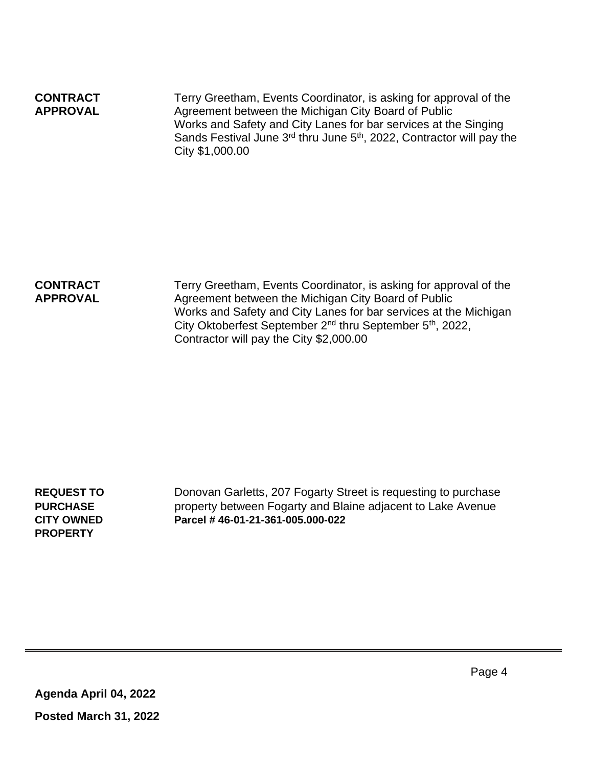**CONTRACT APPROVAL**

Terry Greetham, Events Coordinator, is asking for approval of the Agreement between the Michigan City Board of Public Works and Safety and City Lanes for bar services at the Singing Sands Festival June 3rd thru June 5th, 2022, Contractor will pay the City $1,000.00

**CONTRACT APPROVAL**

Terry Greetham, Events Coordinator, is asking for approval of the Agreement between the Michigan City Board of Public Works and Safety and City Lanes for bar services at the Michigan City Oktoberfest September 2nd thru September 5th, 2022, Contractor will pay the City $2,000.00

**REQUEST TO PURCHASE CITY OWNED PROPERTY**

Donovan Garletts, 207 Fogarty Street is requesting to purchase property between Fogarty and Blaine adjacent to Lake Avenue
**Parcel # 46-01-21-361-005.000-022**

---

**Agenda April 04, 2022**

**Posted March 31, 2022**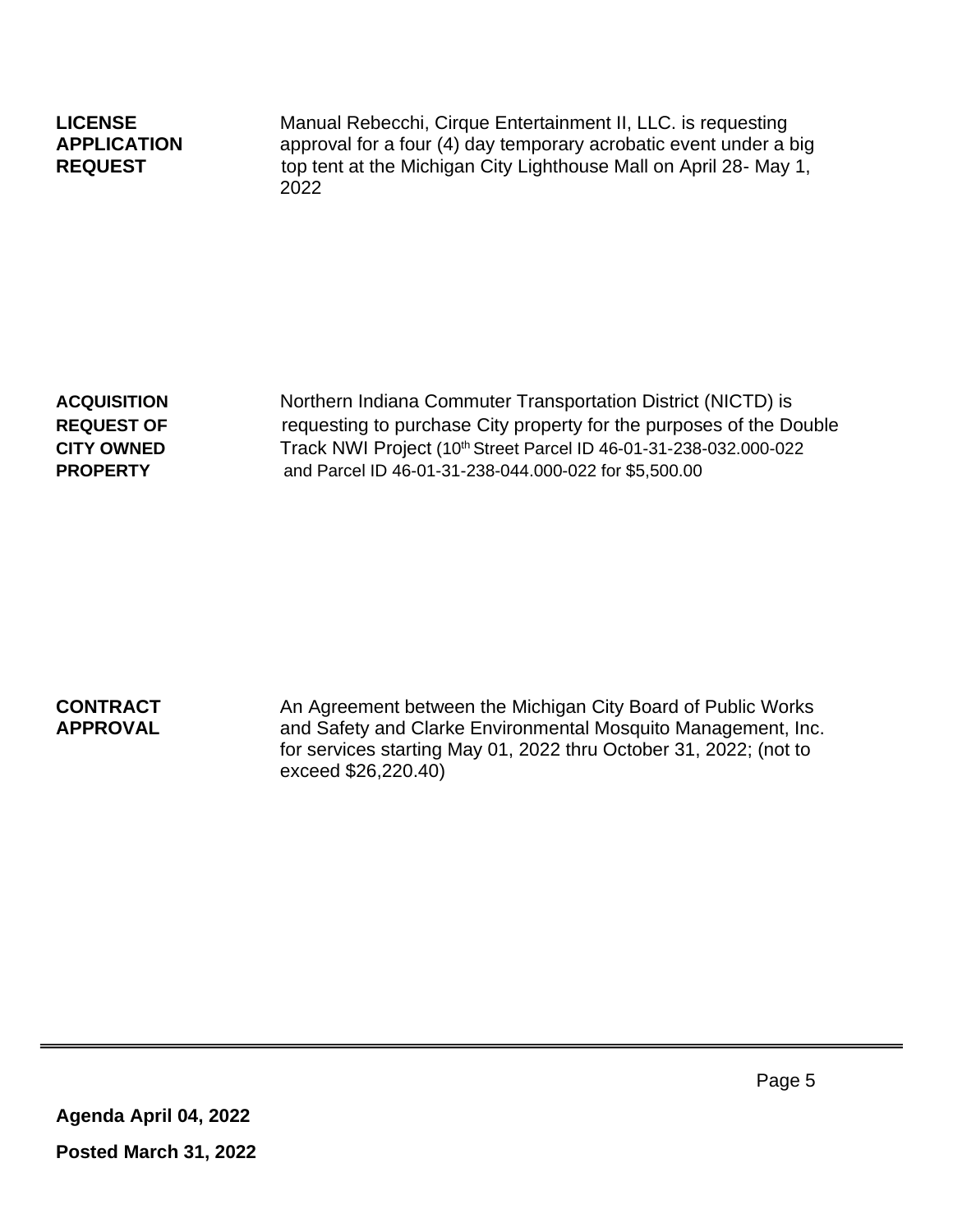| | |
|---|---|
| **LICENSE APPLICATION REQUEST** | Manual Rebecchi, Cirque Entertainment II, LLC. is requesting approval for a four (4) day temporary acrobatic event under a big top tent at the Michigan City Lighthouse Mall on April 28- May 1, 2022 |
| **ACQUISITION REQUEST OF CITY OWNED PROPERTY** | Northern Indiana Commuter Transportation District (NICTD) is requesting to purchase City property for the purposes of the Double Track NWI Project (10th Street Parcel ID 46-01-31-238-032.000-022 and Parcel ID 46-01-31-238-044.000-022 for $5,500.00 |
| **CONTRACT APPROVAL** | An Agreement between the Michigan City Board of Public Works and Safety and Clarke Environmental Mosquito Management, Inc. for services starting May 01, 2022 thru October 31, 2022; (not to exceed $26,220.40) |

**Agenda April 04, 2022**

**Posted March 31, 2022**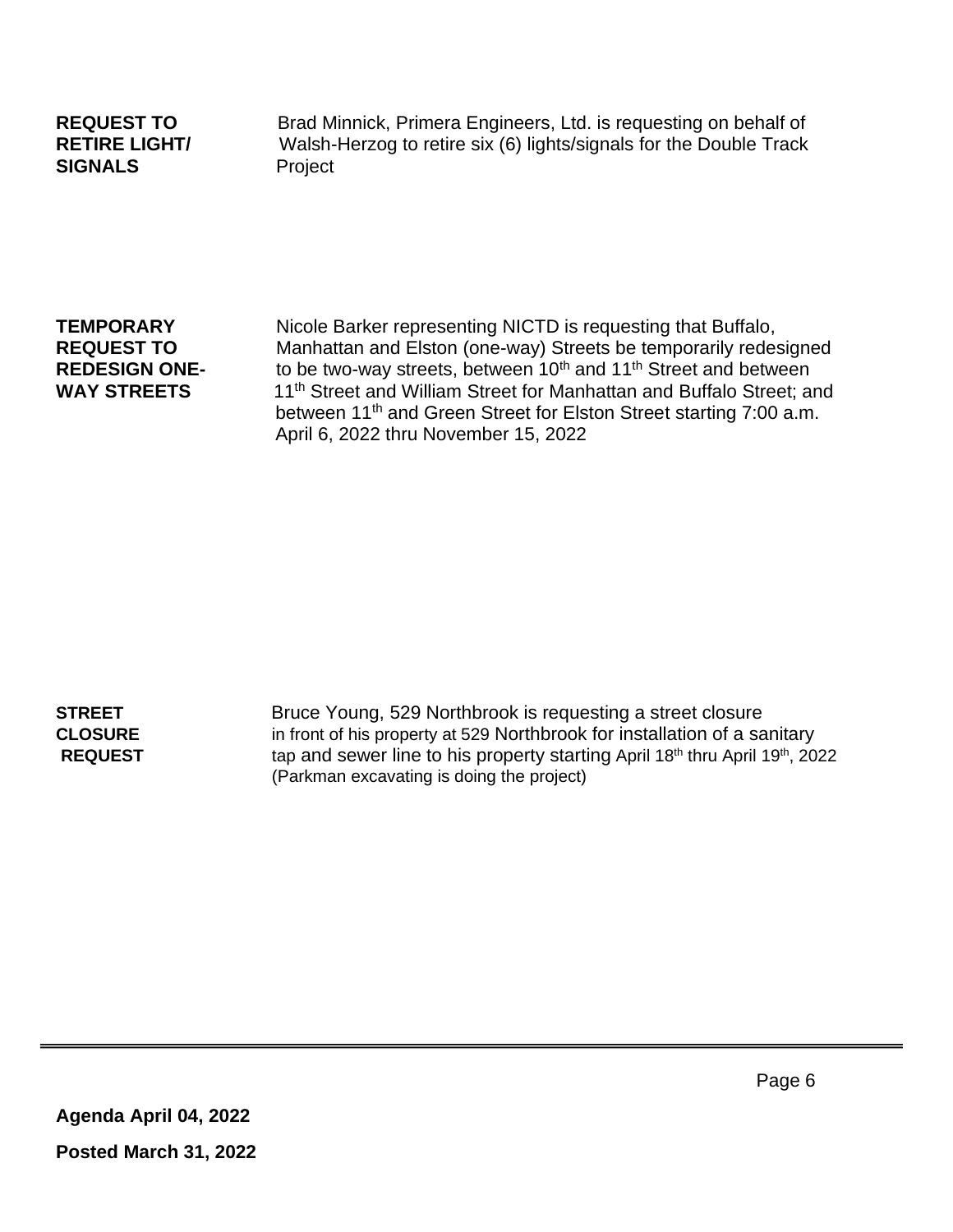**REQUEST TO RETIRE LIGHT/ SIGNALS**

Brad Minnick, Primera Engineers, Ltd. is requesting on behalf of Walsh-Herzog to retire six (6) lights/signals for the Double Track Project

**TEMPORARY REQUEST TO REDESIGN ONE-WAY STREETS**

Nicole Barker representing NICTD is requesting that Buffalo, Manhattan and Elston (one-way) Streets be temporarily redesigned to be two-way streets, between 10th and 11th Street and between 11th Street and William Street for Manhattan and Buffalo Street; and between 11th and Green Street for Elston Street starting 7:00 a.m. April 6, 2022 thru November 15, 2022

**STREET CLOSURE REQUEST**

Bruce Young, 529 Northbrook is requesting a street closure in front of his property at 529 Northbrook for installation of a sanitary tap and sewer line to his property starting April 18th thru April 19th, 2022 (Parkman excavating is doing the project)

**Agenda April 04, 2022**

**Posted March 31, 2022**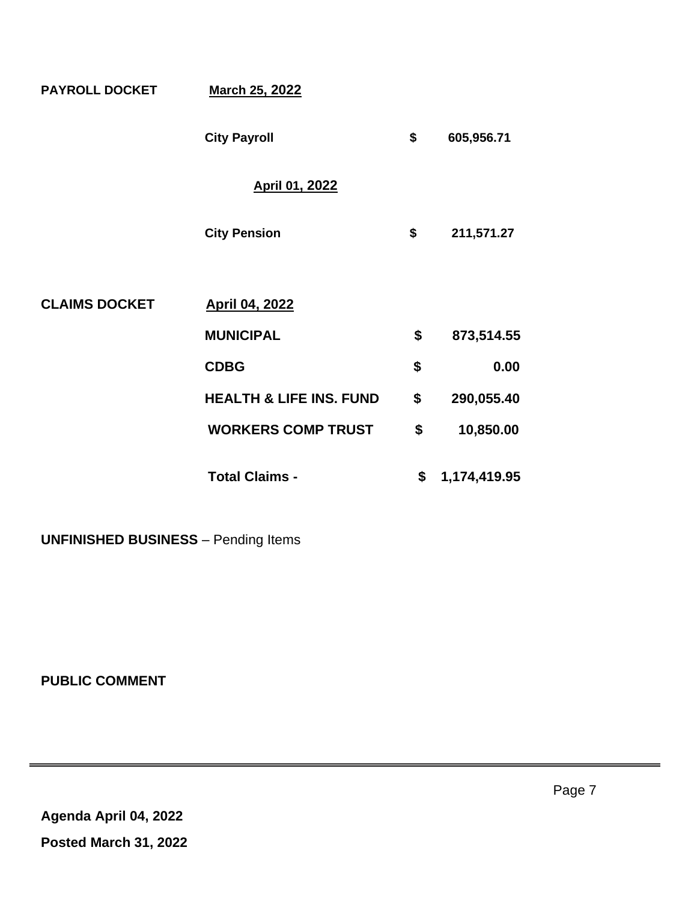**PAYROLL DOCKET** **March 25, 2022**

| | | |
|---|---|---|
| City Payroll | $ | 605,956.71 |

**April 01, 2022**

| | | |
|---|---|---|
| City Pension | $ | 211,571.27 |

**CLAIMS DOCKET** **April 04, 2022**

| | | |
|---|---|---|
| **MUNICIPAL** | **$** | **873,514.55** |
| **CDBG** | **$** | **0.00** |
| **HEALTH & LIFE INS. FUND** | **$** | **290,055.40** |
| **WORKERS COMP TRUST** | **$** | **10,850.00** |
| **Total Claims -** | **$** | **1,174,419.95** |

**UNFINISHED BUSINESS** – Pending Items

**PUBLIC COMMENT**

**Agenda April 04, 2022**

**Posted March 31, 2022**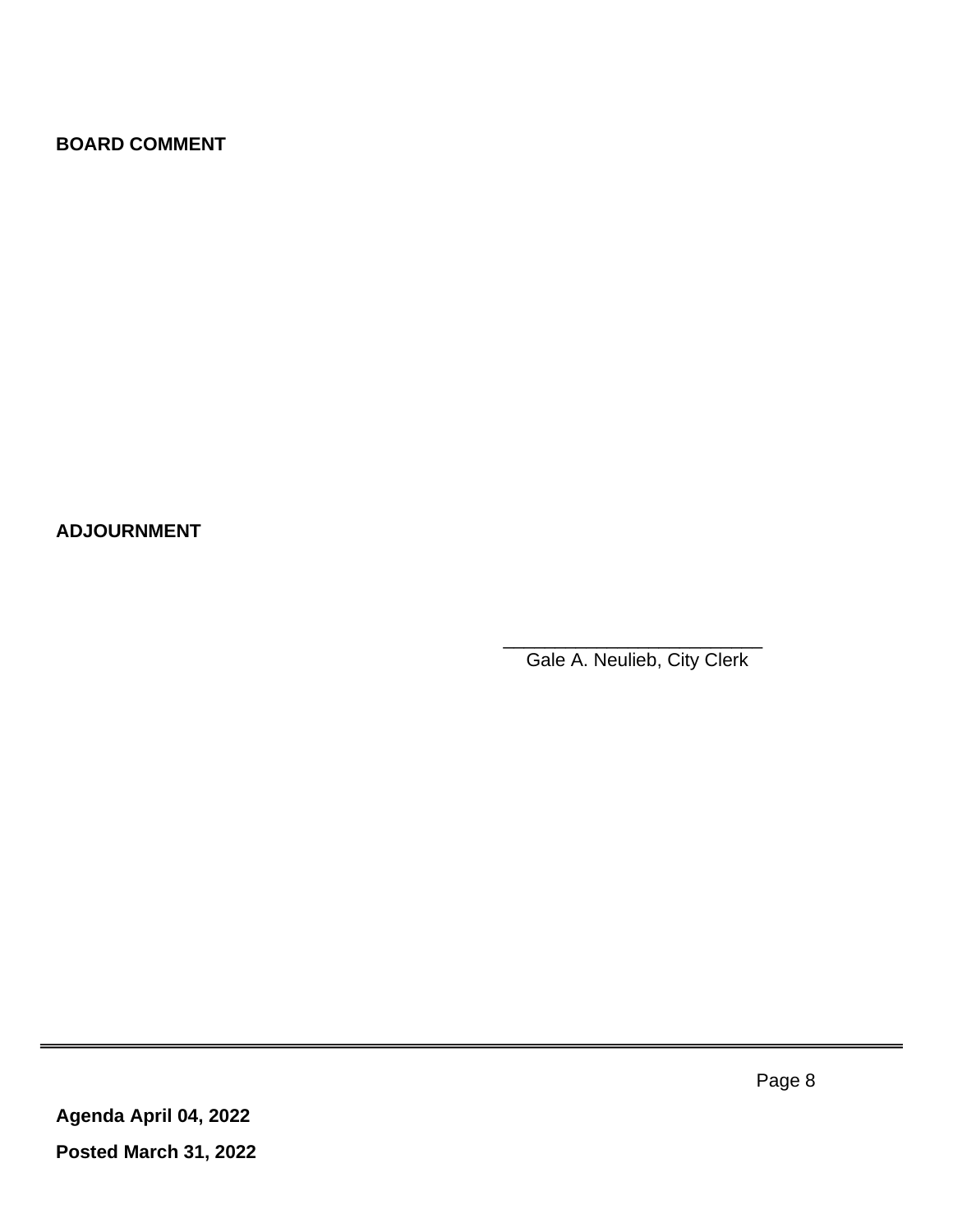**BOARD COMMENT**

**ADJOURNMENT**

\_\_\_\_\_\_\_\_\_\_\_\_\_\_\_\_\_\_\_\_\_\_\_\_\_

Gale A. Neulieb, City Clerk

**Agenda April 04, 2022**

**Posted March 31, 2022**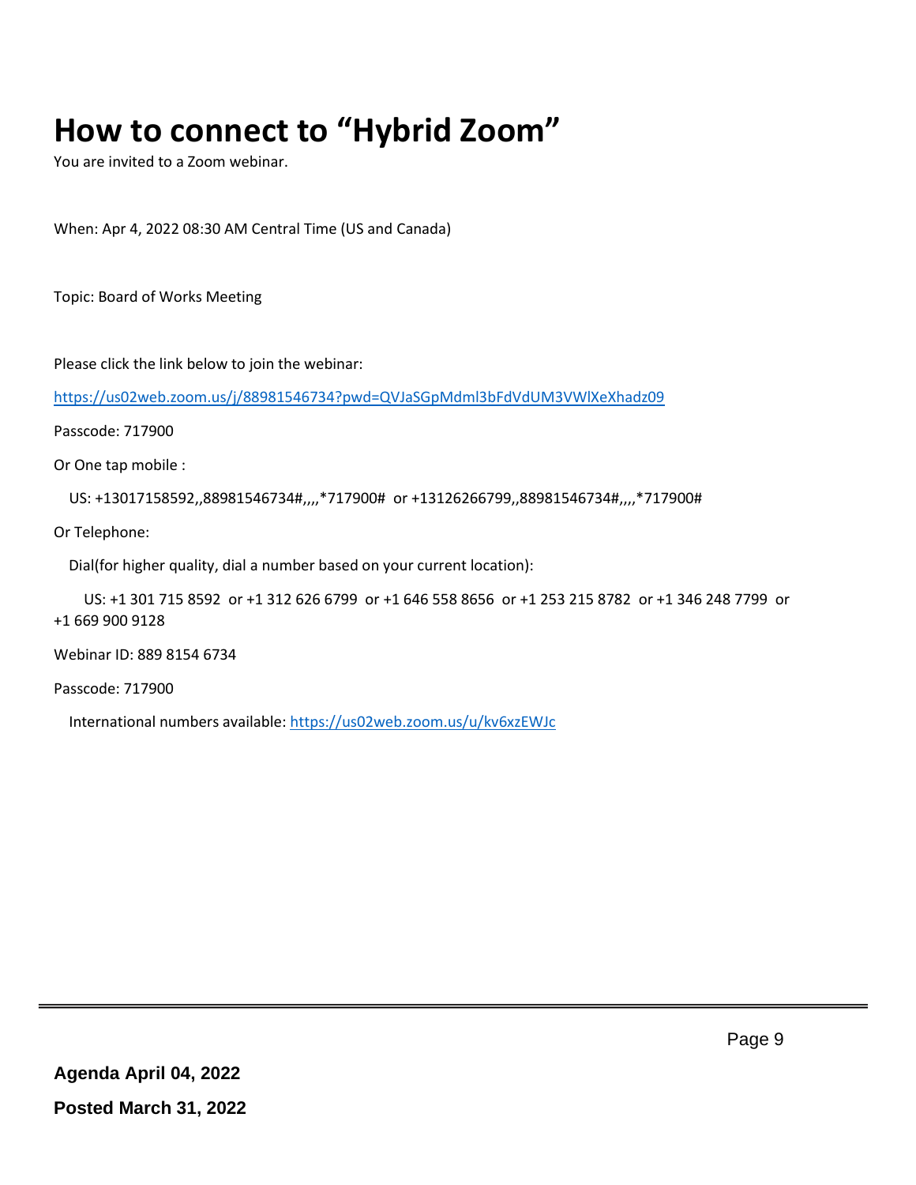# How to connect to "Hybrid Zoom"

You are invited to a Zoom webinar.

When: Apr 4, 2022 08:30 AM Central Time (US and Canada)

Topic: Board of Works Meeting

Please click the link below to join the webinar:

https://us02web.zoom.us/j/88981546734?pwd=QVJaSGpMdml3bFdVdUM3VWlXeXhadz09

Passcode: 717900

Or One tap mobile :

US: +13017158592,,88981546734#,,,,*717900# or +13126266799,,88981546734#,,,,*717900#

Or Telephone:

Dial(for higher quality, dial a number based on your current location):

US: +1 301 715 8592 or +1 312 626 6799 or +1 646 558 8656 or +1 253 215 8782 or +1 346 248 7799 or +1 669 900 9128

Webinar ID: 889 8154 6734

Passcode: 717900

International numbers available: https://us02web.zoom.us/u/kv6xzEWJc

**Agenda April 04, 2022**

**Posted March 31, 2022**